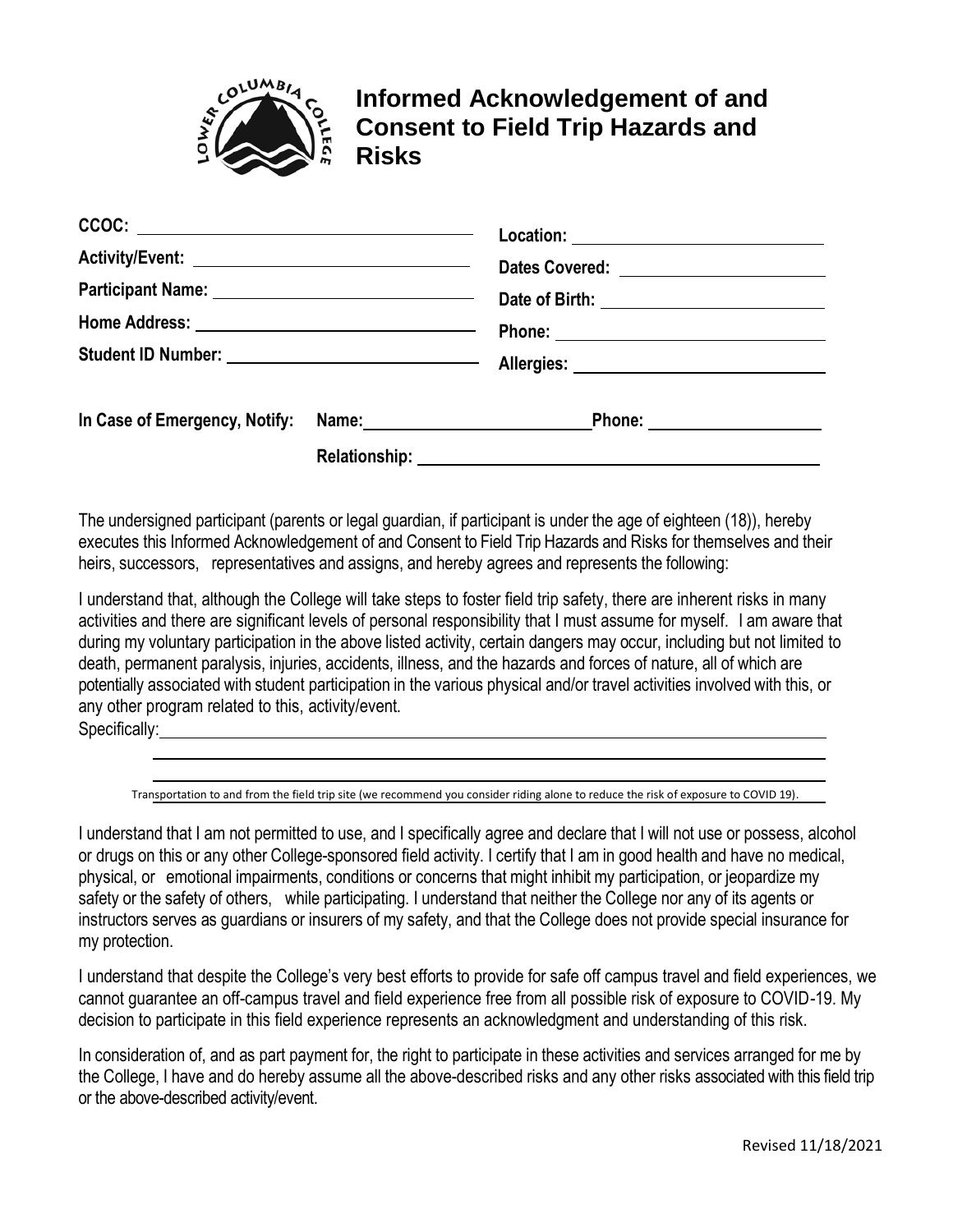# Informed Acknowledgement of and Consent to Field Trip Hazards and Risks

**CCOC:** ______________________

**Location:** ______________________

**Activity/Event:** ______________________

**Dates Covered:** ______________________

**Participant Name:** ______________________

**Date of Birth:** ______________________

**Home Address:** ______________________

**Phone:** ______________________

**Student ID Number:** ______________________

**Allergies:** ______________________

**In Case of Emergency, Notify:** **Name:** ______________________ **Phone:** ______________________

**Relationship:** ______________________

The undersigned participant (parents or legal guardian, if participant is under the age of eighteen (18)), hereby executes this Informed Acknowledgement of and Consent to Field Trip Hazards and Risks for themselves and their heirs, successors, representatives and assigns, and hereby agrees and represents the following:

I understand that, although the College will take steps to foster field trip safety, there are inherent risks in many activities and there are significant levels of personal responsibility that I must assume for myself. I am aware that during my voluntary participation in the above listed activity, certain dangers may occur, including but not limited to death, permanent paralysis, injuries, accidents, illness, and the hazards and forces of nature, all of which are potentially associated with student participation in the various physical and/or travel activities involved with this, or any other program related to this, activity/event.

Specifically: ______________________

______________________

______________________

Transportation to and from the field trip site (we recommend you consider riding alone to reduce the risk of exposure to COVID 19).

I understand that I am not permitted to use, and I specifically agree and declare that I will not use or possess, alcohol or drugs on this or any other College-sponsored field activity. I certify that I am in good health and have no medical, physical, or emotional impairments, conditions or concerns that might inhibit my participation, or jeopardize my safety or the safety of others, while participating. I understand that neither the College nor any of its agents or instructors serves as guardians or insurers of my safety, and that the College does not provide special insurance for my protection.

I understand that despite the College's very best efforts to provide for safe off campus travel and field experiences, we cannot guarantee an off-campus travel and field experience free from all possible risk of exposure to COVID-19. My decision to participate in this field experience represents an acknowledgment and understanding of this risk.

In consideration of, and as part payment for, the right to participate in these activities and services arranged for me by the College, I have and do hereby assume all the above-described risks and any other risks associated with this field trip or the above-described activity/event.

Revised 11/18/2021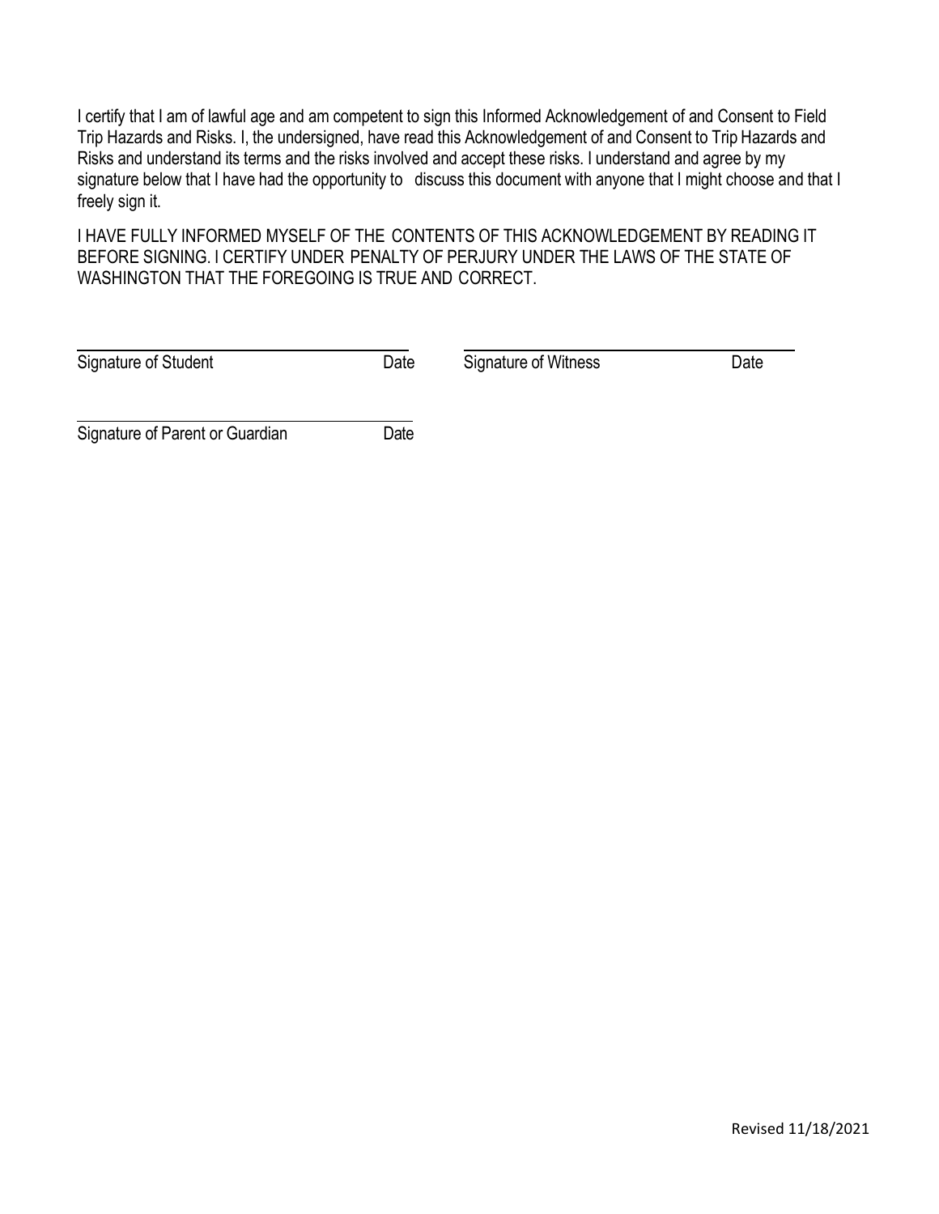I certify that I am of lawful age and am competent to sign this Informed Acknowledgement of and Consent to Field Trip Hazards and Risks. I, the undersigned, have read this Acknowledgement of and Consent to Trip Hazards and Risks and understand its terms and the risks involved and accept these risks. I understand and agree by my signature below that I have had the opportunity to discuss this document with anyone that I might choose and that I freely sign it.

I HAVE FULLY INFORMED MYSELF OF THE CONTENTS OF THIS ACKNOWLEDGEMENT BY READING IT BEFORE SIGNING. I CERTIFY UNDER PENALTY OF PERJURY UNDER THE LAWS OF THE STATE OF WASHINGTON THAT THE FOREGOING IS TRUE AND CORRECT.

_______________________________________
Signature of Student Date

_______________________________________
Signature of Witness Date

_______________________________________
Signature of Parent or Guardian Date

Revised 11/18/2021